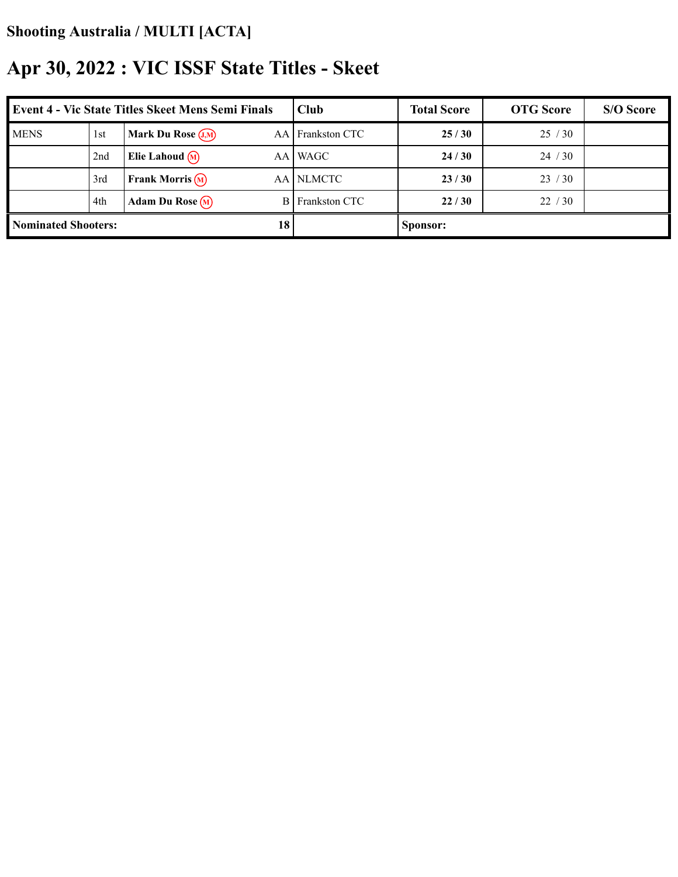## Shooting Australia / MULTI [ACTA]

# Apr 30, 2022 : VIC ISSF State Titles - Skeet

| Event 4 - Vic State Titles Skeet Mens Semi Finals | | | | Club | Total Score | OTG Score | S/O Score |
|---|---|---|---|---|---|---|---|
| MENS | 1st | **Mark Du Rose** (J,M) | AA | Frankston CTC | **25 / 30** | 25 / 30 | |
| | 2nd | **Elie Lahoud** (M) | AA | WAGC | **24 / 30** | 24 / 30 | |
| | 3rd | **Frank Morris** (M) | AA | NLMCTC | **23 / 30** | 23 / 30 | |
| | 4th | **Adam Du Rose** (M) | B | Frankston CTC | **22 / 30** | 22 / 30 | |
| **Nominated Shooters:** | | | **18** | | **Sponsor:** | | |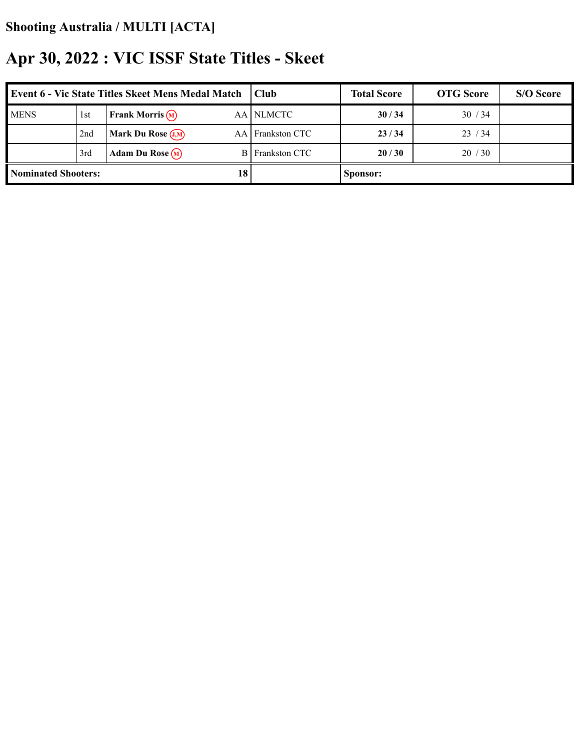## Shooting Australia / MULTI [ACTA]

# Apr 30, 2022 : VIC ISSF State Titles - Skeet

| Event 6 - Vic State Titles Skeet Mens Medal Match | | | | Club | Total Score | OTG Score | S/O Score |
|---|---|---|---|---|---|---|---|
| MENS | 1st | **Frank Morris** (M) | AA | NLMCTC | **30 / 34** | 30 / 34 | |
| | 2nd | **Mark Du Rose** (J,M) | AA | Frankston CTC | **23 / 34** | 23 / 34 | |
| | 3rd | **Adam Du Rose** (M) | B | Frankston CTC | **20 / 30** | 20 / 30 | |
| **Nominated Shooters:** | | | **18** | | **Sponsor:** | | |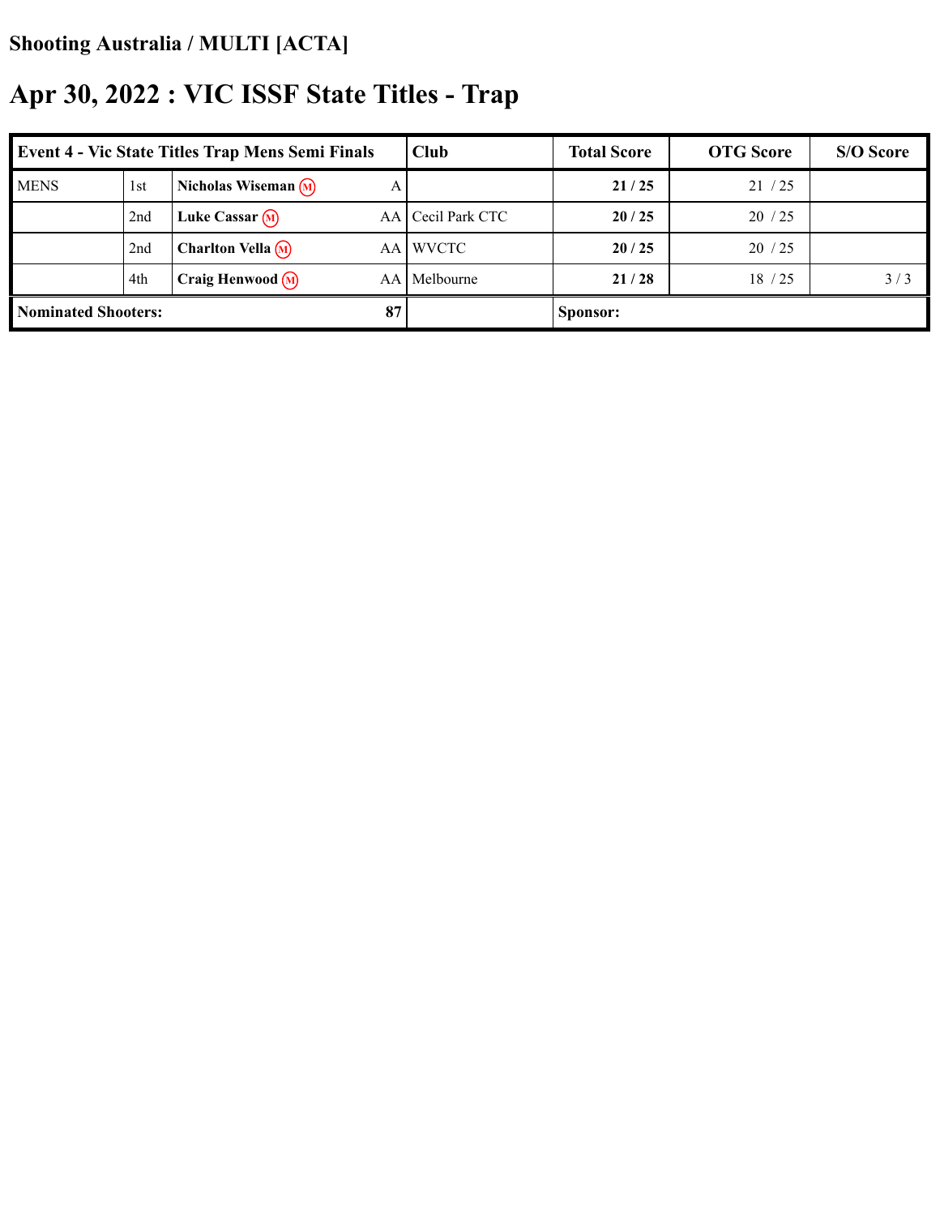## Shooting Australia / MULTI [ACTA]

# Apr 30, 2022 : VIC ISSF State Titles - Trap

| Event 4 - Vic State Titles Trap Mens Semi Finals | | | | Club | Total Score | OTG Score | S/O Score |
|---|---|---|---|---|---|---|---|
| MENS | 1st | **Nicholas Wiseman** (M) | A | | **21 / 25** | 21 / 25 | |
| | 2nd | **Luke Cassar** (M) | AA | Cecil Park CTC | **20 / 25** | 20 / 25 | |
| | 2nd | **Charlton Vella** (M) | AA | WVCTC | **20 / 25** | 20 / 25 | |
| | 4th | **Craig Henwood** (M) | AA | Melbourne | **21 / 28** | 18 / 25 | 3 / 3 |
| **Nominated Shooters:** | | | **87** | | **Sponsor:** | | |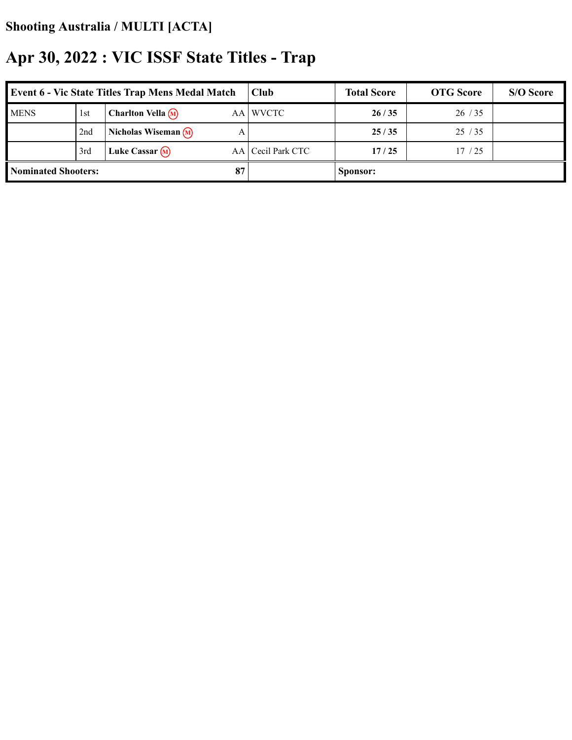## Shooting Australia / MULTI [ACTA]

# Apr 30, 2022 : VIC ISSF State Titles - Trap

| Event 6 - Vic State Titles Trap Mens Medal Match | | | | Club | Total Score | OTG Score | S/O Score |
|---|---|---|---|---|---|---|---|
| MENS | 1st | **Charlton Vella** (M) | AA | WVCTC | **26 / 35** | 26 / 35 | |
| | 2nd | **Nicholas Wiseman** (M) | A | | **25 / 35** | 25 / 35 | |
| | 3rd | **Luke Cassar** (M) | AA | Cecil Park CTC | **17 / 25** | 17 / 25 | |
| **Nominated Shooters:** | | | **87** | | **Sponsor:** | | |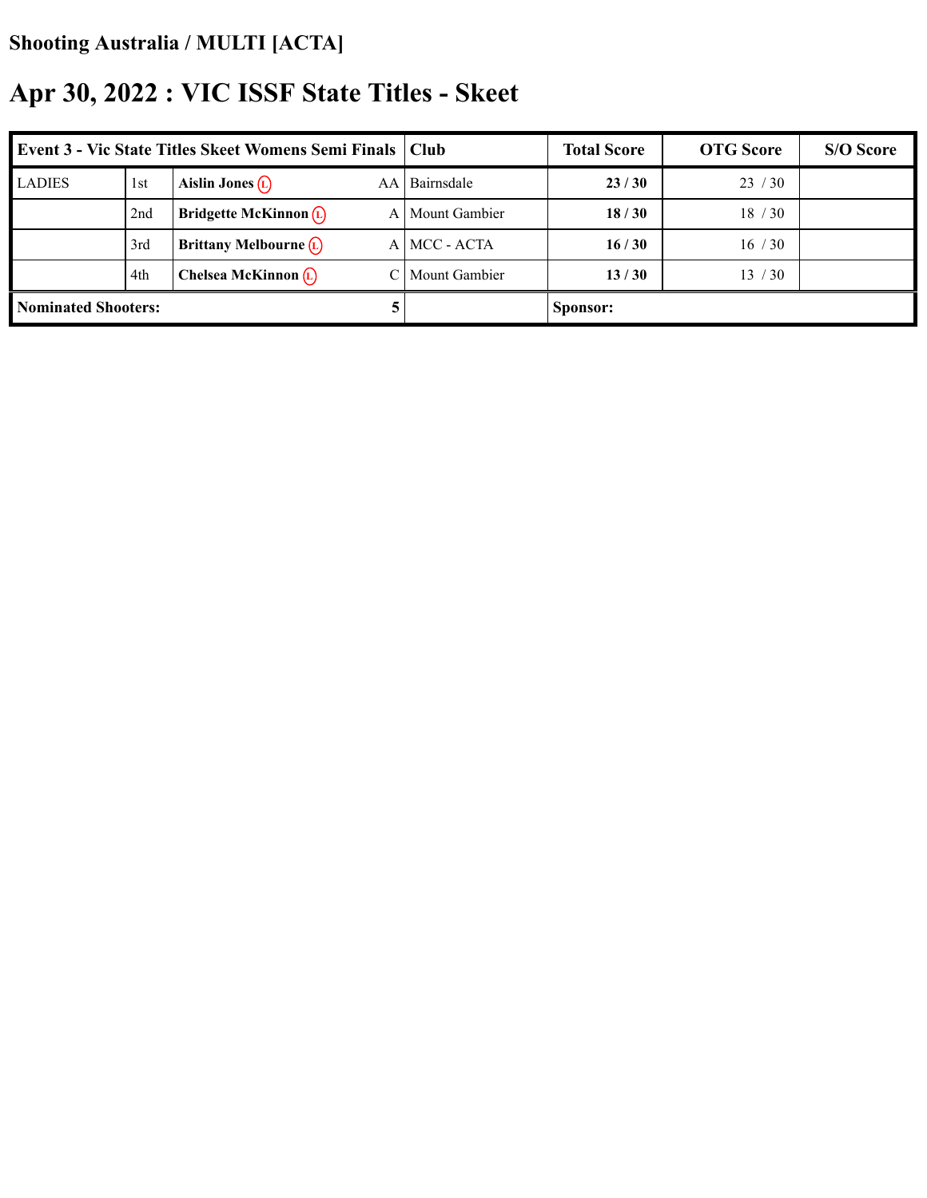**Shooting Australia / MULTI [ACTA]**

# Apr 30, 2022 : VIC ISSF State Titles - Skeet

| Event 3 - Vic State Titles Skeet Womens Semi Finals | | | | Club | Total Score | OTG Score | S/O Score |
|---|---|---|---|---|---|---|---|
| LADIES | 1st | **Aislin Jones** (L) | AA | Bairnsdale | **23 / 30** | 23 / 30 | |
| | 2nd | **Bridgette McKinnon** (L) | A | Mount Gambier | **18 / 30** | 18 / 30 | |
| | 3rd | **Brittany Melbourne** (L) | A | MCC - ACTA | **16 / 30** | 16 / 30 | |
| | 4th | **Chelsea McKinnon** (L) | C | Mount Gambier | **13 / 30** | 13 / 30 | |
| **Nominated Shooters:** | | | 5 | | **Sponsor:** | | |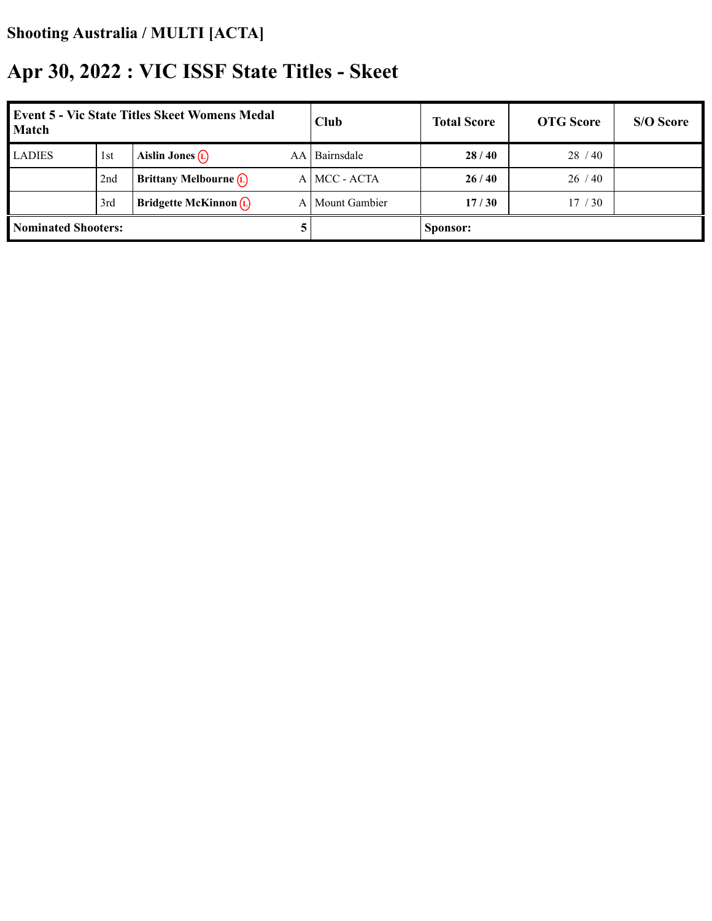**Shooting Australia / MULTI [ACTA]**

# Apr 30, 2022 : VIC ISSF State Titles - Skeet

| Event 5 - Vic State Titles Skeet Womens Medal Match | | | | Club | Total Score | OTG Score | S/O Score |
|---|---|---|---|---|---|---|---|
| LADIES | 1st | **Aislin Jones** (L) | AA | Bairnsdale | **28 / 40** | 28 / 40 | |
| | 2nd | **Brittany Melbourne** (L) | A | MCC - ACTA | **26 / 40** | 26 / 40 | |
| | 3rd | **Bridgette McKinnon** (L) | A | Mount Gambier | **17 / 30** | 17 / 30 | |
| **Nominated Shooters:** | | | 5 | | **Sponsor:** | | |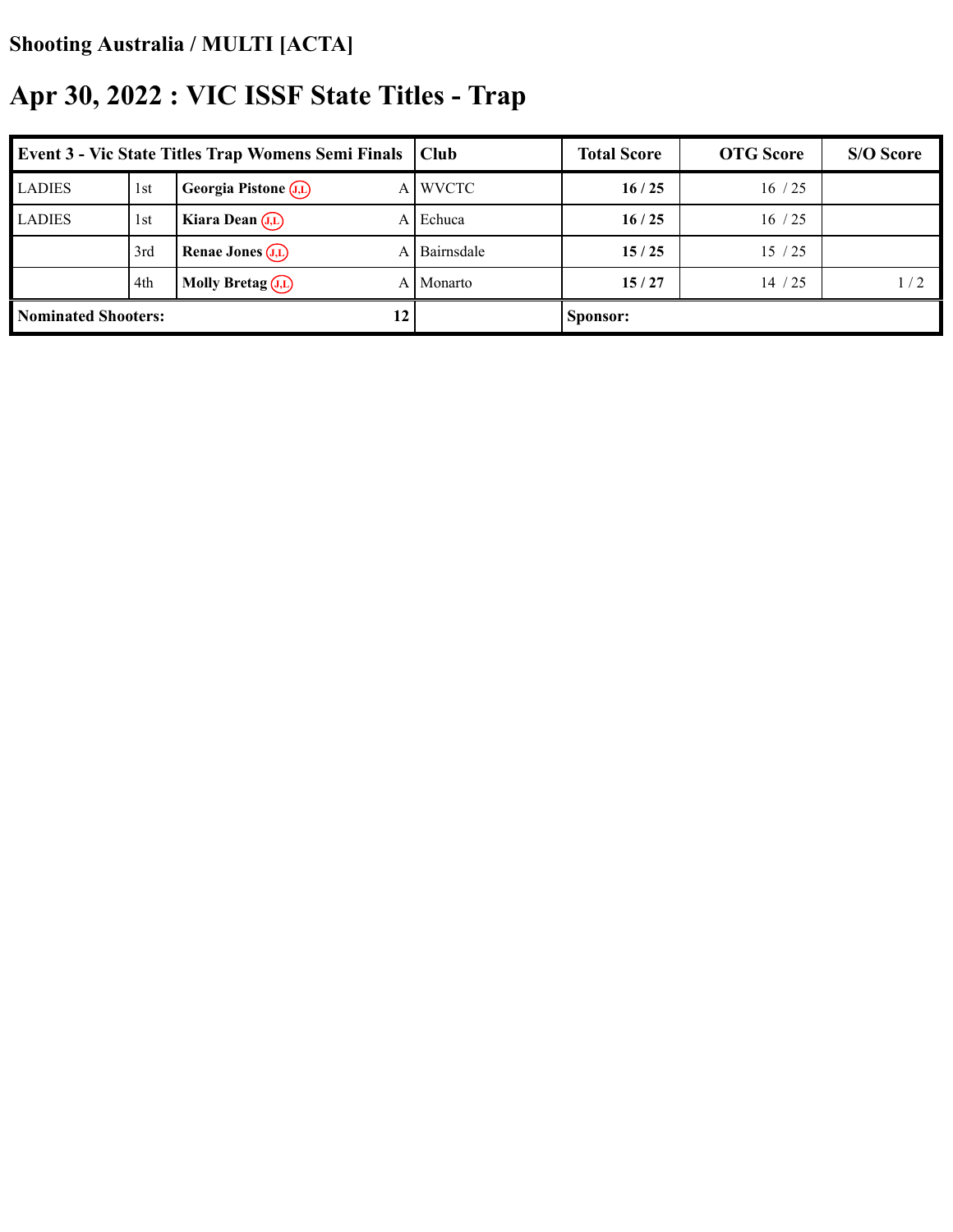**Shooting Australia / MULTI [ACTA]**

# Apr 30, 2022 : VIC ISSF State Titles - Trap

| Event 3 - Vic State Titles Trap Womens Semi Finals | | | | Club | Total Score | OTG Score | S/O Score |
|---|---|---|---|---|---|---|---|
| LADIES | 1st | **Georgia Pistone** (J,L) | A | WVCTC | **16 / 25** | 16 / 25 | |
| LADIES | 1st | **Kiara Dean** (J,L) | A | Echuca | **16 / 25** | 16 / 25 | |
| | 3rd | **Renae Jones** (J,L) | A | Bairnsdale | **15 / 25** | 15 / 25 | |
| | 4th | **Molly Bretag** (J,L) | A | Monarto | **15 / 27** | 14 / 25 | 1 / 2 |
| **Nominated Shooters:** | | | **12** | | **Sponsor:** | | |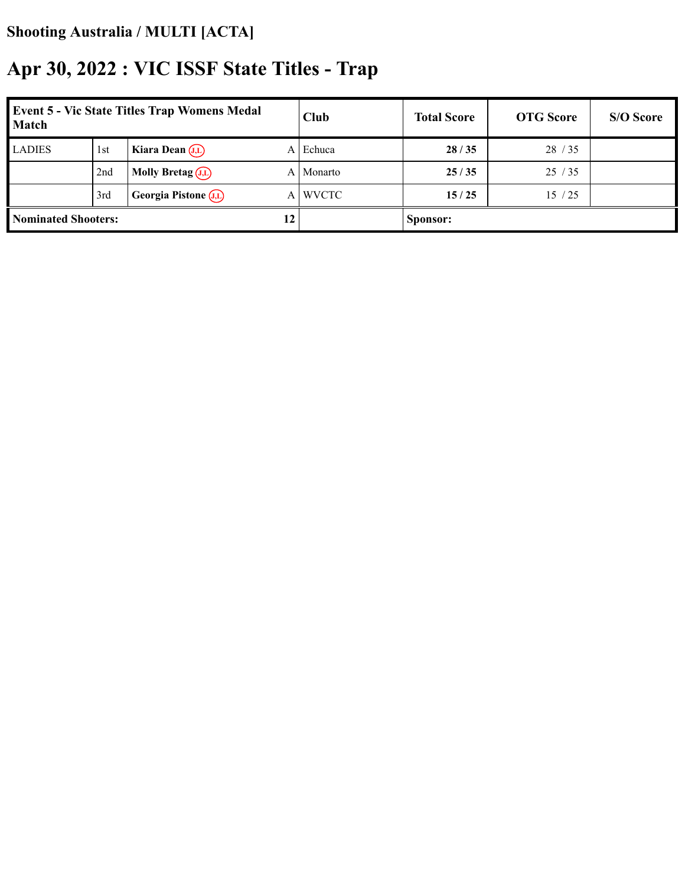**Shooting Australia / MULTI [ACTA]**

# Apr 30, 2022 : VIC ISSF State Titles - Trap

| Event 5 - Vic State Titles Trap Womens Medal Match | | | | Club | Total Score | OTG Score | S/O Score |
|---|---|---|---|---|---|---|---|
| LADIES | 1st | **Kiara Dean** (J,L) | A | Echuca | **28 / 35** | 28 / 35 | |
| | 2nd | **Molly Bretag** (J,L) | A | Monarto | **25 / 35** | 25 / 35 | |
| | 3rd | **Georgia Pistone** (J,L) | A | WVCTC | **15 / 25** | 15 / 25 | |
| **Nominated Shooters:** | | | **12** | | **Sponsor:** | | |